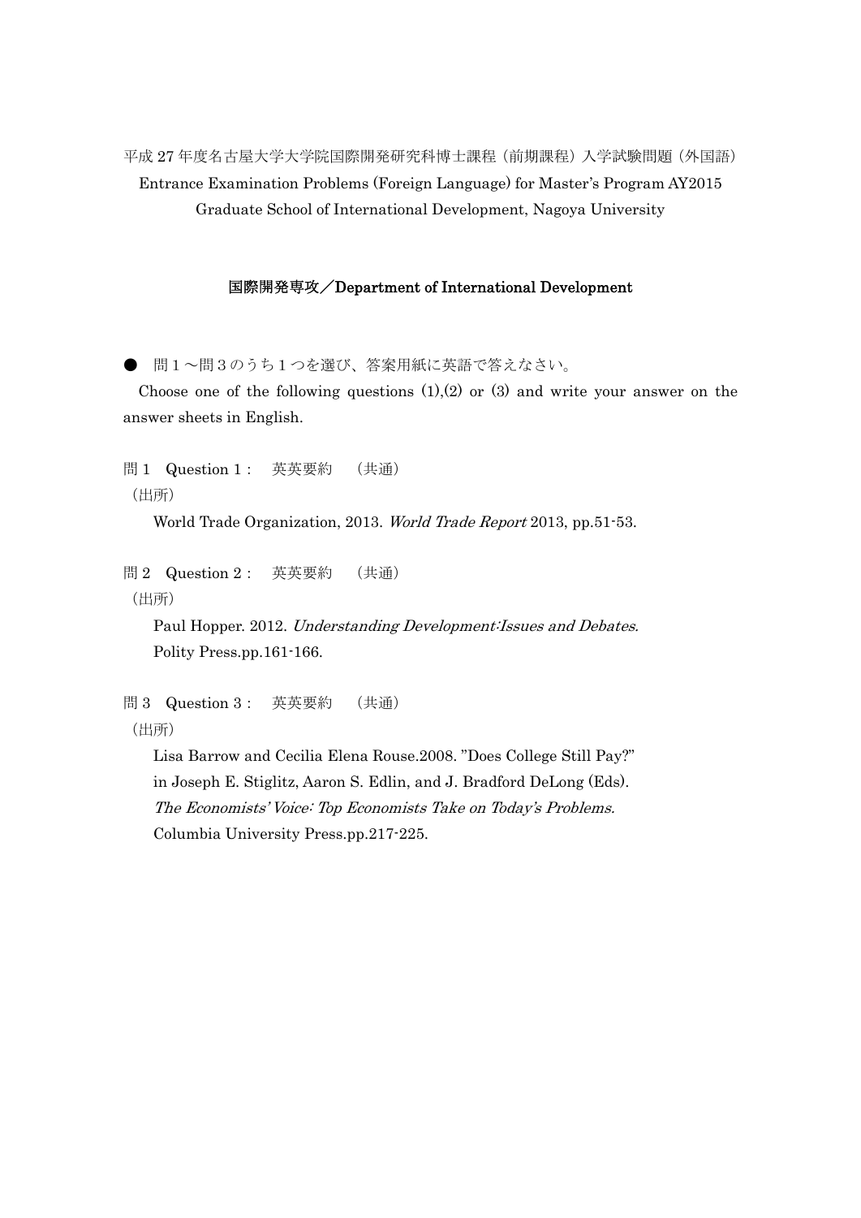平成 27 年度名古屋大学大学院国際開発研究科博士課程（前期課程）入学試験問題（外国語）
Entrance Examination Problems (Foreign Language) for Master's Program AY2015
Graduate School of International Development, Nagoya University

## 国際開発専攻／Department of International Development

● 問１～問３のうち１つを選び、答案用紙に英語で答えなさい。

Choose one of the following questions (1),(2) or (3) and write your answer on the answer sheets in English.

問 1　Question 1：　英英要約　（共通）

（出所）

World Trade Organization, 2013. *World Trade Report* 2013, pp.51-53.

問 2　Question 2：　英英要約　（共通）

（出所）

Paul Hopper. 2012. *Understanding Development:Issues and Debates.* Polity Press.pp.161-166.

問 3　Question 3：　英英要約　（共通）

（出所）

Lisa Barrow and Cecilia Elena Rouse.2008. "Does College Still Pay?" in Joseph E. Stiglitz, Aaron S. Edlin, and J. Bradford DeLong (Eds). *The Economists' Voice: Top Economists Take on Today's Problems.* Columbia University Press.pp.217-225.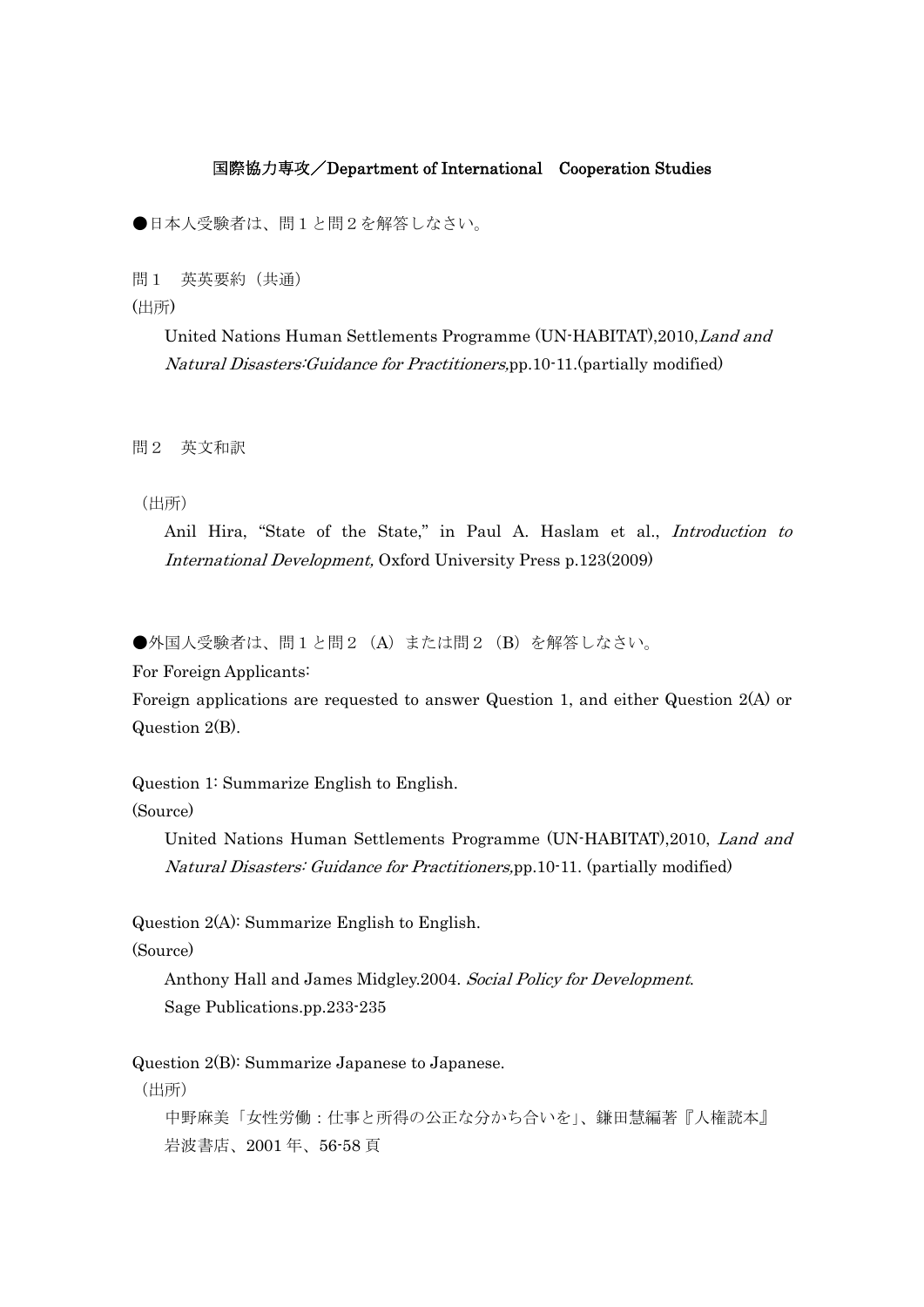## 国際協力専攻／Department of International　Cooperation Studies

●日本人受験者は、問１と問２を解答しなさい。

問１　英英要約（共通）

(出所)

United Nations Human Settlements Programme (UN-HABITAT),2010,*Land and Natural Disasters:Guidance for Practitioners,*pp.10-11.(partially modified)

問２　英文和訳

（出所）

Anil Hira, "State of the State," in Paul A. Haslam et al., *Introduction to International Development,* Oxford University Press p.123(2009)

●外国人受験者は、問１と問２（A）または問２（B）を解答しなさい。

For Foreign Applicants:

Foreign applications are requested to answer Question 1, and either Question 2(A) or Question 2(B).

Question 1: Summarize English to English.

(Source)

United Nations Human Settlements Programme (UN-HABITAT),2010, *Land and Natural Disasters: Guidance for Practitioners,*pp.10-11. (partially modified)

Question 2(A): Summarize English to English.

(Source)

Anthony Hall and James Midgley.2004. *Social Policy for Development.* Sage Publications.pp.233-235

Question 2(B): Summarize Japanese to Japanese.

（出所）

中野麻美「女性労働：仕事と所得の公正な分かち合いを」、鎌田慧編著『人権読本』岩波書店、2001 年、56-58 頁